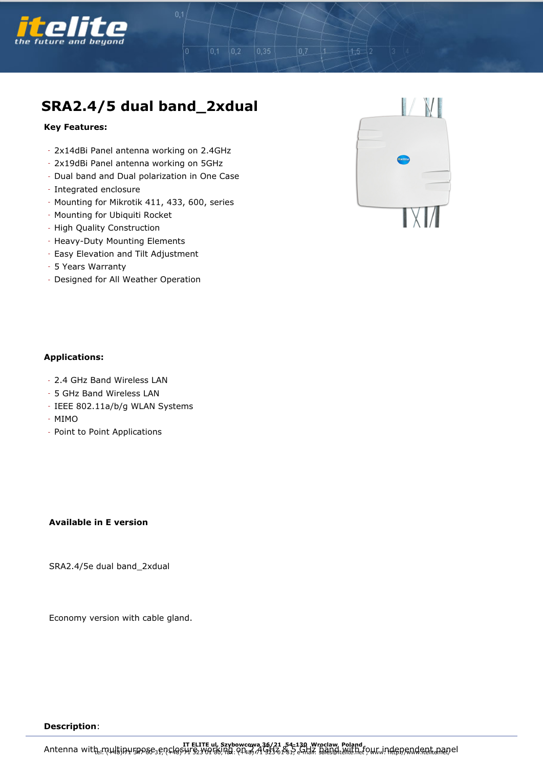# SRA2.4/5 dual band_2xdual

**Key Features:**

- 2x14dBi Panel antenna working on 2.4GHz
- 2x19dBi Panel antenna working on 5GHz
- Dual band and Dual polarization in One Case
- Integrated enclosure
- Mounting for Mikrotik 411, 433, 600, series
- Mounting for Ubiquiti Rocket
- High Quality Construction
- Heavy-Duty Mounting Elements
- Easy Elevation and Tilt Adjustment
- 5 Years Warranty
- Designed for All Weather Operation

**Applications:**

- 2.4 GHz Band Wireless LAN
- 5 GHz Band Wireless LAN
- IEEE 802.11a/b/g WLAN Systems
- MIMO
- Point to Point Applications

**Available in E version**

SRA2.4/5e dual band_2xdual

Economy version with cable gland.

**Description**:

Antenna with multipurpose enclosure working on 2.4GHz & 5 GHz band with four independent panel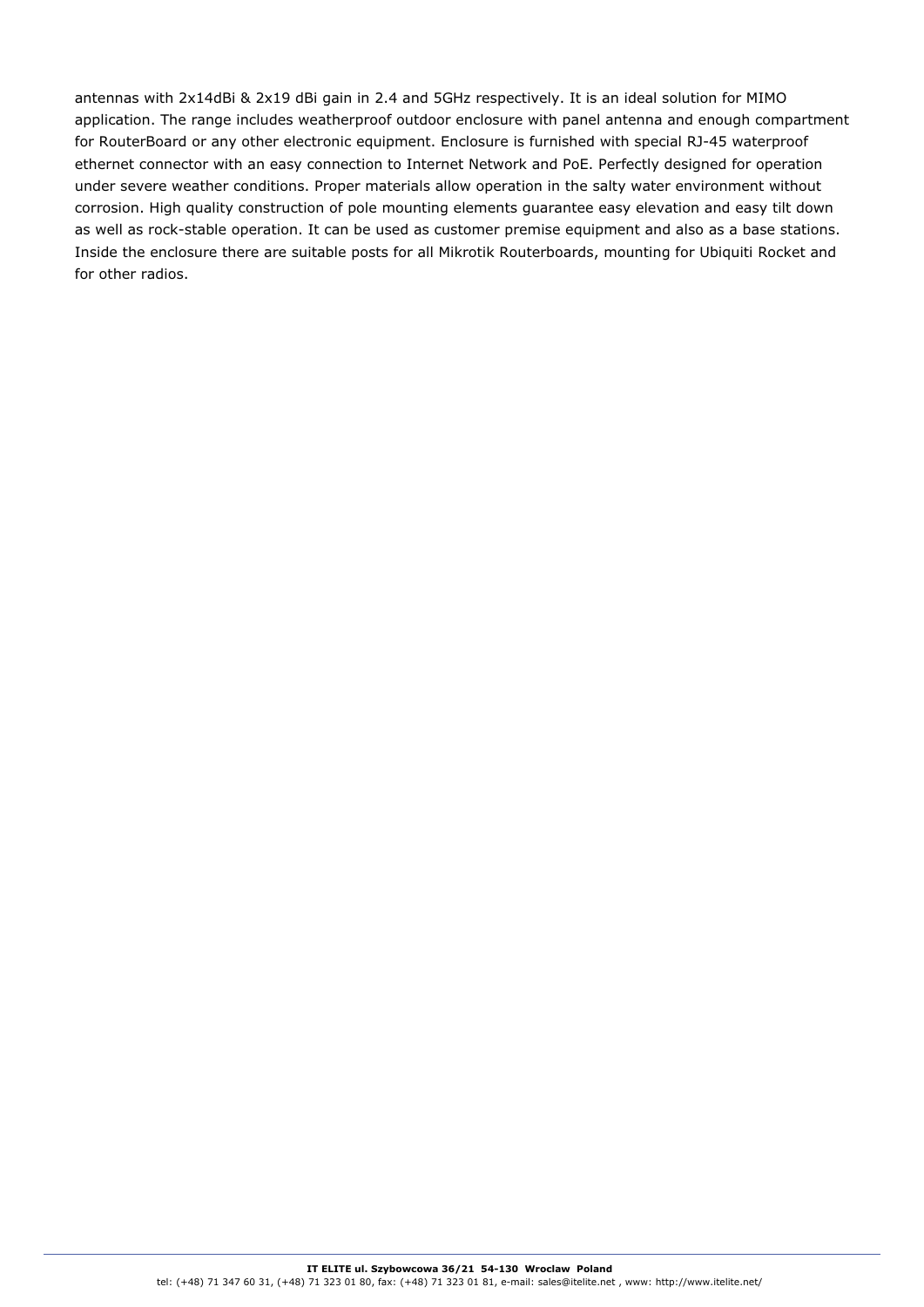antennas with 2x14dBi & 2x19 dBi gain in 2.4 and 5GHz respectively. It is an ideal solution for MIMO application. The range includes weatherproof outdoor enclosure with panel antenna and enough compartment for RouterBoard or any other electronic equipment. Enclosure is furnished with special RJ-45 waterproof ethernet connector with an easy connection to Internet Network and PoE. Perfectly designed for operation under severe weather conditions. Proper materials allow operation in the salty water environment without corrosion. High quality construction of pole mounting elements guarantee easy elevation and easy tilt down as well as rock-stable operation. It can be used as customer premise equipment and also as a base stations. Inside the enclosure there are suitable posts for all Mikrotik Routerboards, mounting for Ubiquiti Rocket and for other radios.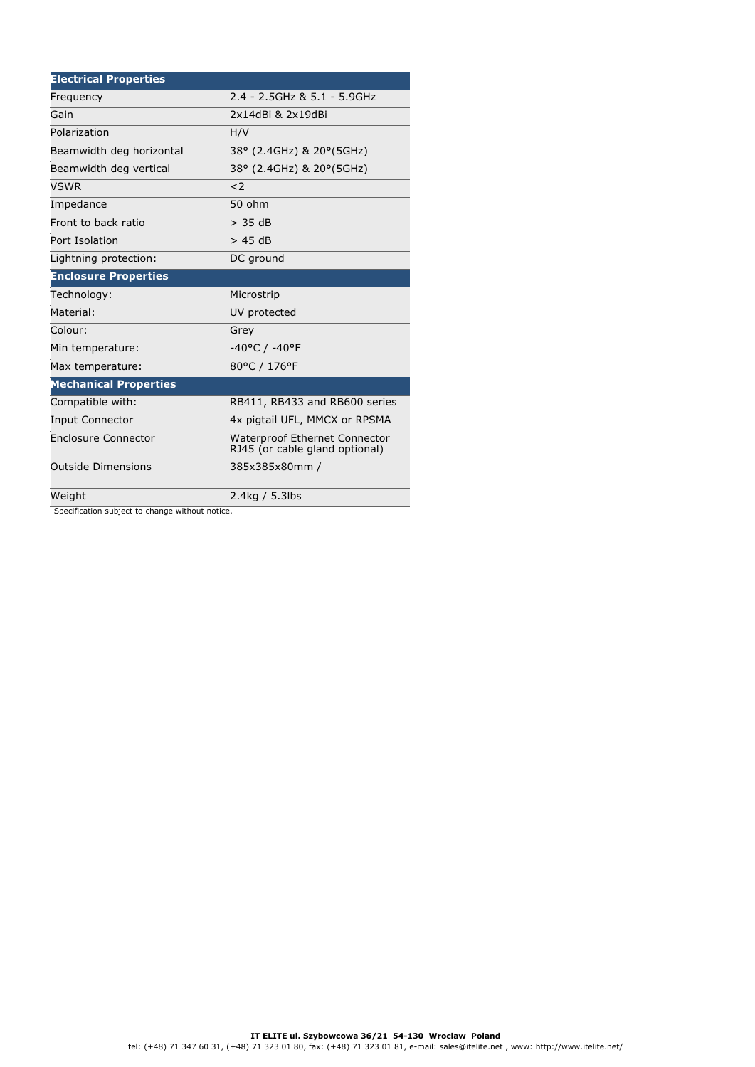| Electrical Properties | |
|---|---|
| Frequency | 2.4 - 2.5GHz & 5.1 - 5.9GHz |
| Gain | 2x14dBi & 2x19dBi |
| Polarization | H/V |
| Beamwidth deg horizontal | 38° (2.4GHz) & 20°(5GHz) |
| Beamwidth deg vertical | 38° (2.4GHz) & 20°(5GHz) |
| VSWR | <2 |
| Impedance | 50 ohm |
| Front to back ratio | > 35 dB |
| Port Isolation | > 45 dB |
| Lightning protection: | DC ground |
| **Enclosure Properties** | |
| Technology: | Microstrip |
| Material: | UV protected |
| Colour: | Grey |
| Min temperature: | -40°C / -40°F |
| Max temperature: | 80°C / 176°F |
| **Mechanical Properties** | |
| Compatible with: | RB411, RB433 and RB600 series |
| Input Connector | 4x pigtail UFL, MMCX or RPSMA |
| Enclosure Connector | Waterproof Ethernet Connector RJ45 (or cable gland optional) |
| Outside Dimensions | 385x385x80mm / |
| Weight | 2.4kg / 5.3lbs |

Specification subject to change without notice.

**IT ELITE ul. Szybowcowa 36/21 54-130 Wroclaw Poland**
tel: (+48) 71 347 60 31, (+48) 71 323 01 80, fax: (+48) 71 323 01 81, e-mail: sales@itelite.net , www: http://www.itelite.net/